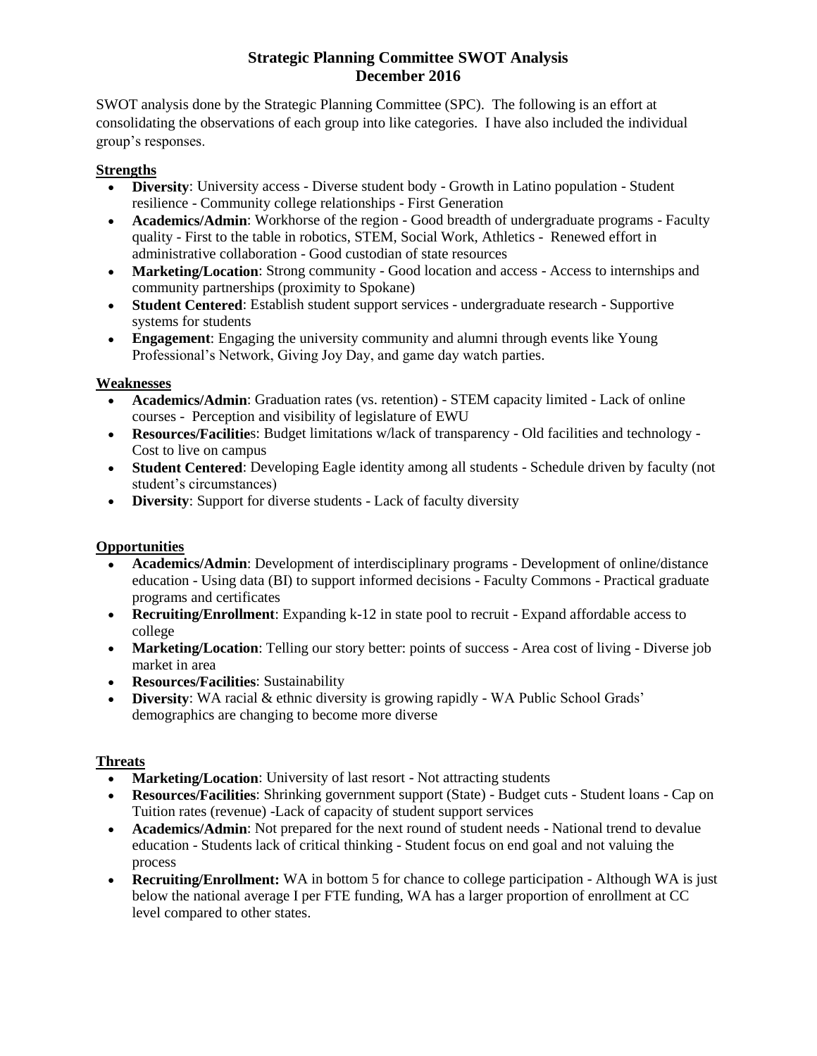# Strategic Planning Committee SWOT Analysis
# December 2016

SWOT analysis done by the Strategic Planning Committee (SPC). The following is an effort at consolidating the observations of each group into like categories. I have also included the individual group's responses.

## Strengths

- **Diversity**: University access - Diverse student body - Growth in Latino population - Student resilience - Community college relationships - First Generation
- **Academics/Admin**: Workhorse of the region - Good breadth of undergraduate programs - Faculty quality - First to the table in robotics, STEM, Social Work, Athletics - Renewed effort in administrative collaboration - Good custodian of state resources
- **Marketing/Location**: Strong community - Good location and access - Access to internships and community partnerships (proximity to Spokane)
- **Student Centered**: Establish student support services - undergraduate research - Supportive systems for students
- **Engagement**: Engaging the university community and alumni through events like Young Professional's Network, Giving Joy Day, and game day watch parties.

## Weaknesses

- **Academics/Admin**: Graduation rates (vs. retention) - STEM capacity limited - Lack of online courses - Perception and visibility of legislature of EWU
- **Resources/Facilitie**s: Budget limitations w/lack of transparency - Old facilities and technology - Cost to live on campus
- **Student Centered**: Developing Eagle identity among all students - Schedule driven by faculty (not student's circumstances)
- **Diversity**: Support for diverse students - Lack of faculty diversity

## Opportunities

- **Academics/Admin**: Development of interdisciplinary programs - Development of online/distance education - Using data (BI) to support informed decisions - Faculty Commons - Practical graduate programs and certificates
- **Recruiting/Enrollment**: Expanding k-12 in state pool to recruit - Expand affordable access to college
- **Marketing/Location**: Telling our story better: points of success - Area cost of living - Diverse job market in area
- **Resources/Facilities**: Sustainability
- **Diversity**: WA racial & ethnic diversity is growing rapidly - WA Public School Grads' demographics are changing to become more diverse

## Threats

- **Marketing/Location**: University of last resort - Not attracting students
- **Resources/Facilities**: Shrinking government support (State) - Budget cuts - Student loans - Cap on Tuition rates (revenue) -Lack of capacity of student support services
- **Academics/Admin**: Not prepared for the next round of student needs - National trend to devalue education - Students lack of critical thinking - Student focus on end goal and not valuing the process
- **Recruiting/Enrollment:** WA in bottom 5 for chance to college participation - Although WA is just below the national average I per FTE funding, WA has a larger proportion of enrollment at CC level compared to other states.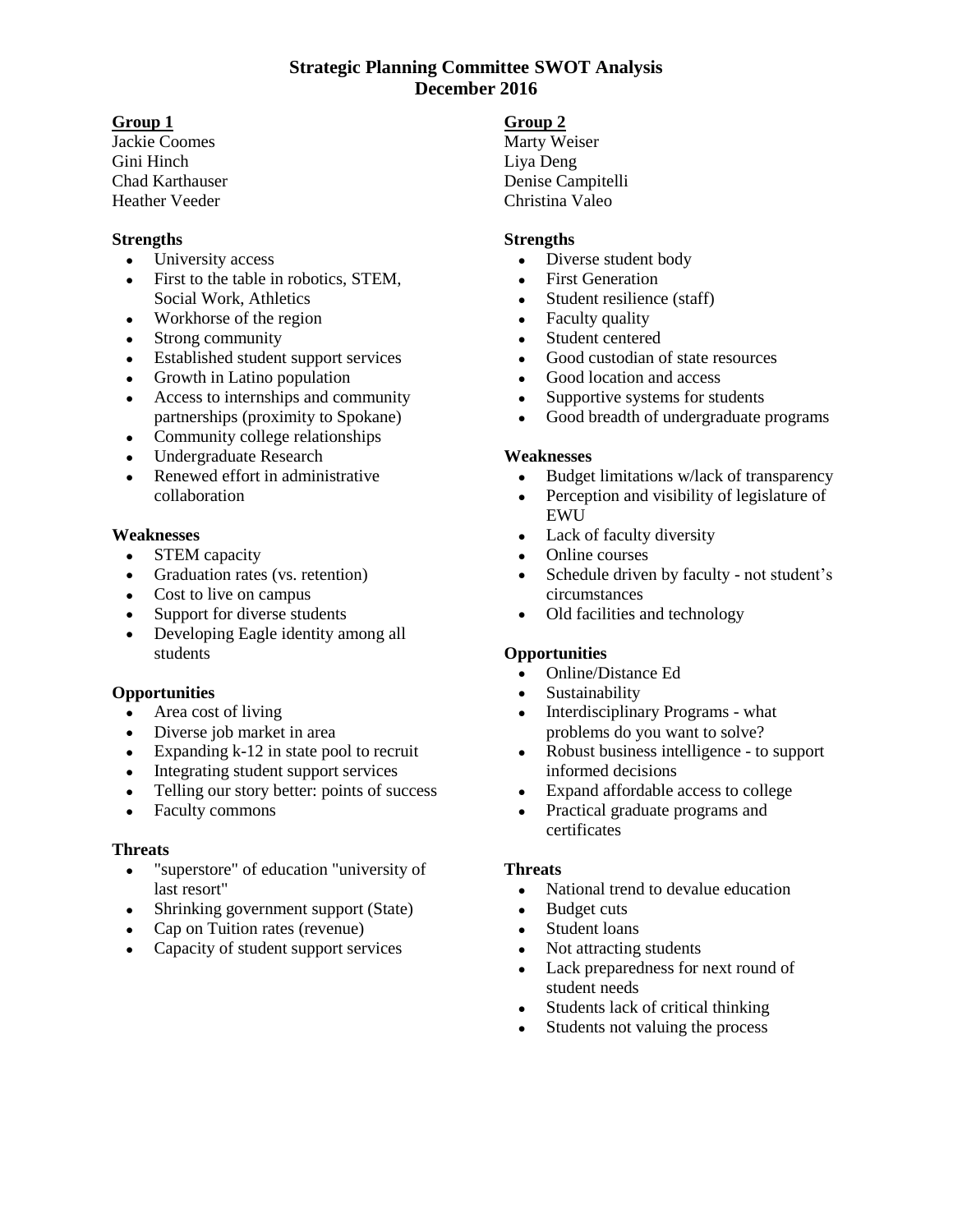# Strategic Planning Committee SWOT Analysis
# December 2016

## Group 1

Jackie Coomes
Gini Hinch
Chad Karthauser
Heather Veeder

### Strengths

- University access
- First to the table in robotics, STEM, Social Work, Athletics
- Workhorse of the region
- Strong community
- Established student support services
- Growth in Latino population
- Access to internships and community partnerships (proximity to Spokane)
- Community college relationships
- Undergraduate Research
- Renewed effort in administrative collaboration

### Weaknesses

- STEM capacity
- Graduation rates (vs. retention)
- Cost to live on campus
- Support for diverse students
- Developing Eagle identity among all students

### Opportunities

- Area cost of living
- Diverse job market in area
- Expanding k-12 in state pool to recruit
- Integrating student support services
- Telling our story better: points of success
- Faculty commons

### Threats

- "superstore" of education "university of last resort"
- Shrinking government support (State)
- Cap on Tuition rates (revenue)
- Capacity of student support services

## Group 2

Marty Weiser
Liya Deng
Denise Campitelli
Christina Valeo

### Strengths

- Diverse student body
- First Generation
- Student resilience (staff)
- Faculty quality
- Student centered
- Good custodian of state resources
- Good location and access
- Supportive systems for students
- Good breadth of undergraduate programs

### Weaknesses

- Budget limitations w/lack of transparency
- Perception and visibility of legislature of EWU
- Lack of faculty diversity
- Online courses
- Schedule driven by faculty - not student's circumstances
- Old facilities and technology

### Opportunities

- Online/Distance Ed
- Sustainability
- Interdisciplinary Programs - what problems do you want to solve?
- Robust business intelligence - to support informed decisions
- Expand affordable access to college
- Practical graduate programs and certificates

### Threats

- National trend to devalue education
- Budget cuts
- Student loans
- Not attracting students
- Lack preparedness for next round of student needs
- Students lack of critical thinking
- Students not valuing the process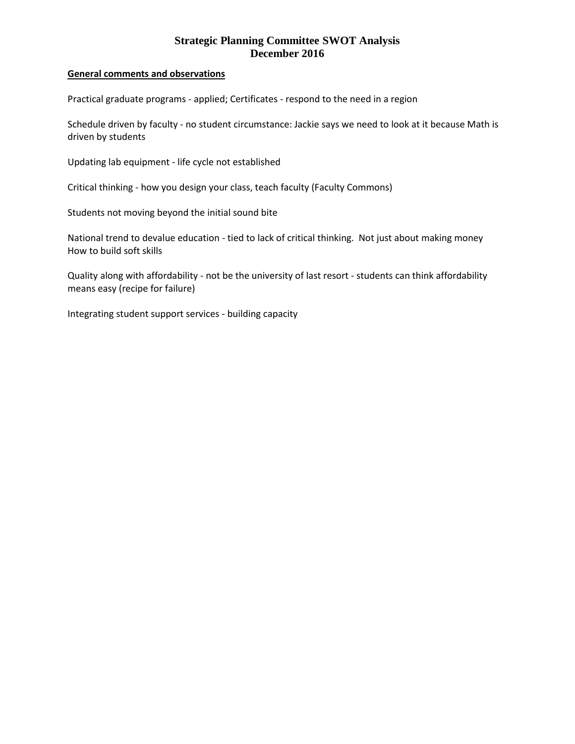**Strategic Planning Committee SWOT Analysis**
**December 2016**

**General comments and observations**

Practical graduate programs - applied; Certificates - respond to the need in a region

Schedule driven by faculty - no student circumstance: Jackie says we need to look at it because Math is driven by students

Updating lab equipment - life cycle not established

Critical thinking - how you design your class, teach faculty (Faculty Commons)

Students not moving beyond the initial sound bite

National trend to devalue education - tied to lack of critical thinking. Not just about making money
How to build soft skills

Quality along with affordability - not be the university of last resort - students can think affordability means easy (recipe for failure)

Integrating student support services - building capacity